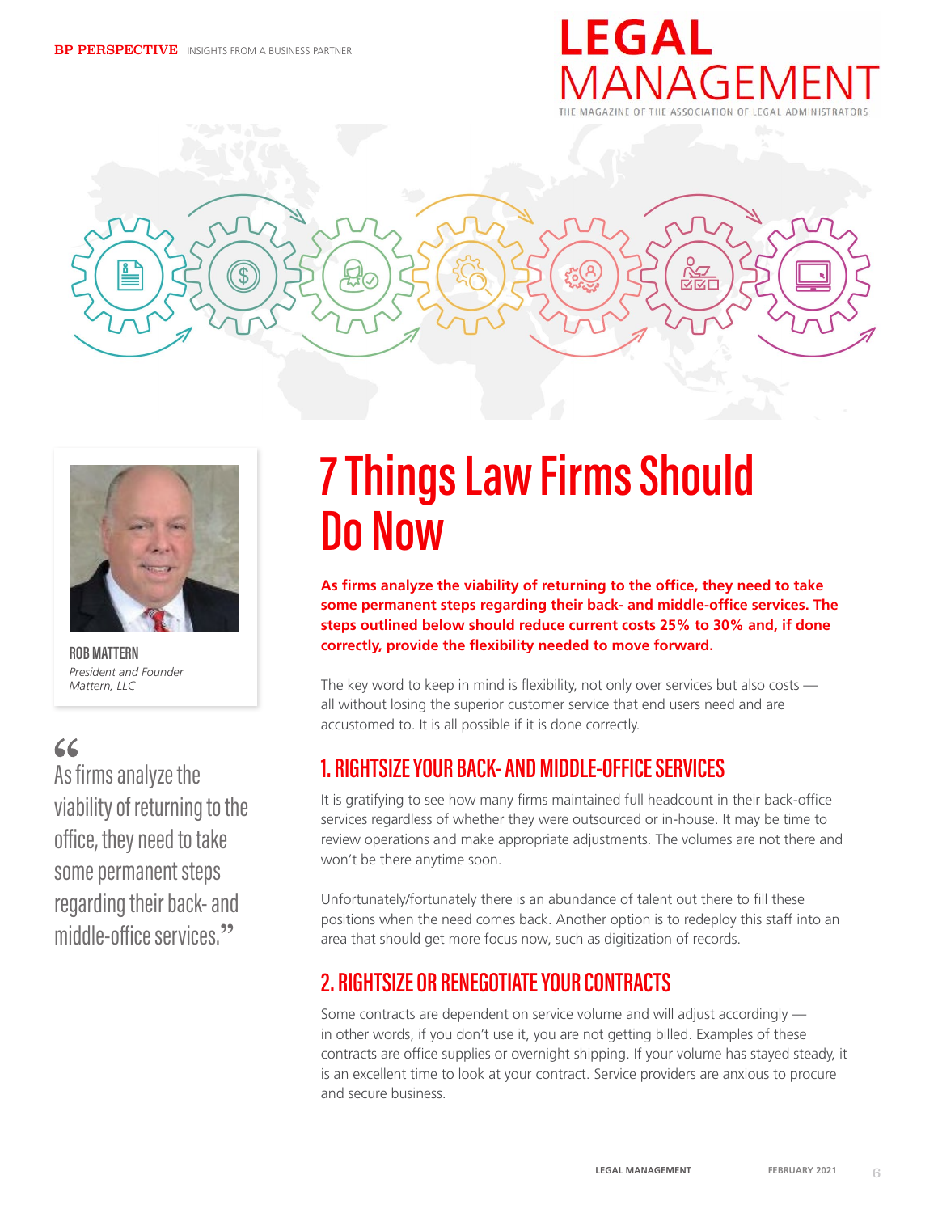**BP PERSPECTIVE** INSIGHTS FROM A BUSINESS PARTNER

**ROB MATTERN**
*President and Founder*
*Mattern, LLC*

# 7 Things Law Firms Should Do Now

**As firms analyze the viability of returning to the office, they need to take some permanent steps regarding their back- and middle-office services. The steps outlined below should reduce current costs 25% to 30% and, if done correctly, provide the flexibility needed to move forward.**

The key word to keep in mind is flexibility, not only over services but also costs — all without losing the superior customer service that end users need and are accustomed to. It is all possible if it is done correctly.

## 1. RIGHTSIZE YOUR BACK- AND MIDDLE-OFFICE SERVICES

It is gratifying to see how many firms maintained full headcount in their back-office services regardless of whether they were outsourced or in-house. It may be time to review operations and make appropriate adjustments. The volumes are not there and won't be there anytime soon.

Unfortunately/fortunately there is an abundance of talent out there to fill these positions when the need comes back. Another option is to redeploy this staff into an area that should get more focus now, such as digitization of records.

## 2. RIGHTSIZE OR RENEGOTIATE YOUR CONTRACTS

Some contracts are dependent on service volume and will adjust accordingly — in other words, if you don't use it, you are not getting billed. Examples of these contracts are office supplies or overnight shipping. If your volume has stayed steady, it is an excellent time to look at your contract. Service providers are anxious to procure and secure business.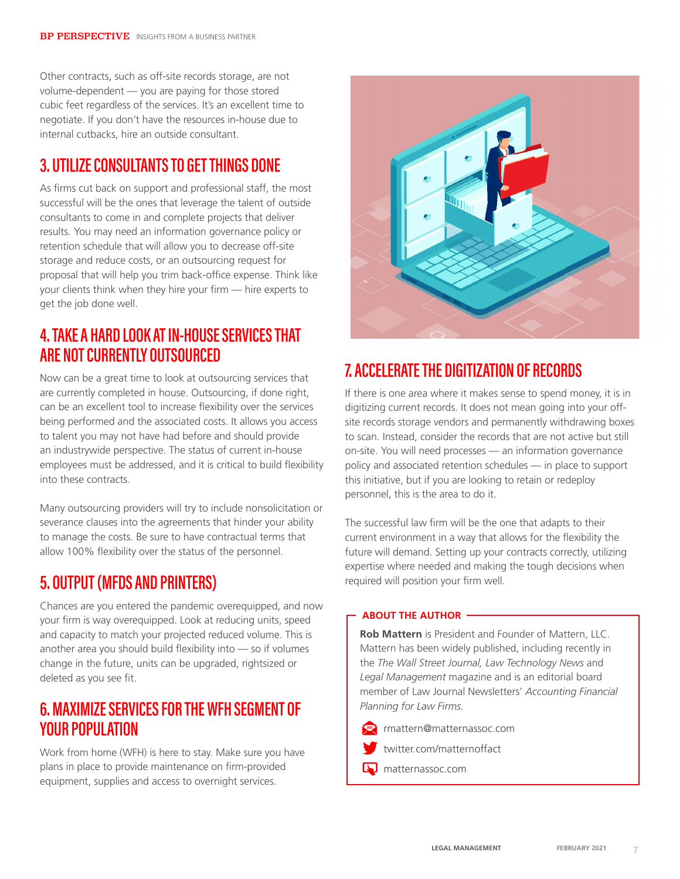Other contracts, such as off-site records storage, are not volume-dependent — you are paying for those stored cubic feet regardless of the services. It's an excellent time to negotiate. If you don't have the resources in-house due to internal cutbacks, hire an outside consultant.

## 3. UTILIZE CONSULTANTS TO GET THINGS DONE

As firms cut back on support and professional staff, the most successful will be the ones that leverage the talent of outside consultants to come in and complete projects that deliver results. You may need an information governance policy or retention schedule that will allow you to decrease off-site storage and reduce costs, or an outsourcing request for proposal that will help you trim back-office expense. Think like your clients think when they hire your firm — hire experts to get the job done well.

## 4. TAKE A HARD LOOK AT IN-HOUSE SERVICES THAT ARE NOT CURRENTLY OUTSOURCED

Now can be a great time to look at outsourcing services that are currently completed in house. Outsourcing, if done right, can be an excellent tool to increase flexibility over the services being performed and the associated costs. It allows you access to talent you may not have had before and should provide an industrywide perspective. The status of current in-house employees must be addressed, and it is critical to build flexibility into these contracts.

Many outsourcing providers will try to include nonsolicitation or severance clauses into the agreements that hinder your ability to manage the costs. Be sure to have contractual terms that allow 100% flexibility over the status of the personnel.

## 5. OUTPUT (MFDS AND PRINTERS)

Chances are you entered the pandemic overequipped, and now your firm is way overequipped. Look at reducing units, speed and capacity to match your projected reduced volume. This is another area you should build flexibility into — so if volumes change in the future, units can be upgraded, rightsized or deleted as you see fit.

## 6. MAXIMIZE SERVICES FOR THE WFH SEGMENT OF YOUR POPULATION

Work from home (WFH) is here to stay. Make sure you have plans in place to provide maintenance on firm-provided equipment, supplies and access to overnight services.

## 7. ACCELERATE THE DIGITIZATION OF RECORDS

If there is one area where it makes sense to spend money, it is in digitizing current records. It does not mean going into your off-site records storage vendors and permanently withdrawing boxes to scan. Instead, consider the records that are not active but still on-site. You will need processes — an information governance policy and associated retention schedules — in place to support this initiative, but if you are looking to retain or redeploy personnel, this is the area to do it.

The successful law firm will be the one that adapts to their current environment in a way that allows for the flexibility the future will demand. Setting up your contracts correctly, utilizing expertise where needed and making the tough decisions when required will position your firm well.

### ABOUT THE AUTHOR

**Rob Mattern** is President and Founder of Mattern, LLC. Mattern has been widely published, including recently in the *The Wall Street Journal, Law Technology News* and *Legal Management* magazine and is an editorial board member of Law Journal Newsletters' *Accounting Financial Planning for Law Firms*.

rmattern@matternassoc.com

twitter.com/matternoffact

matternassoc.com